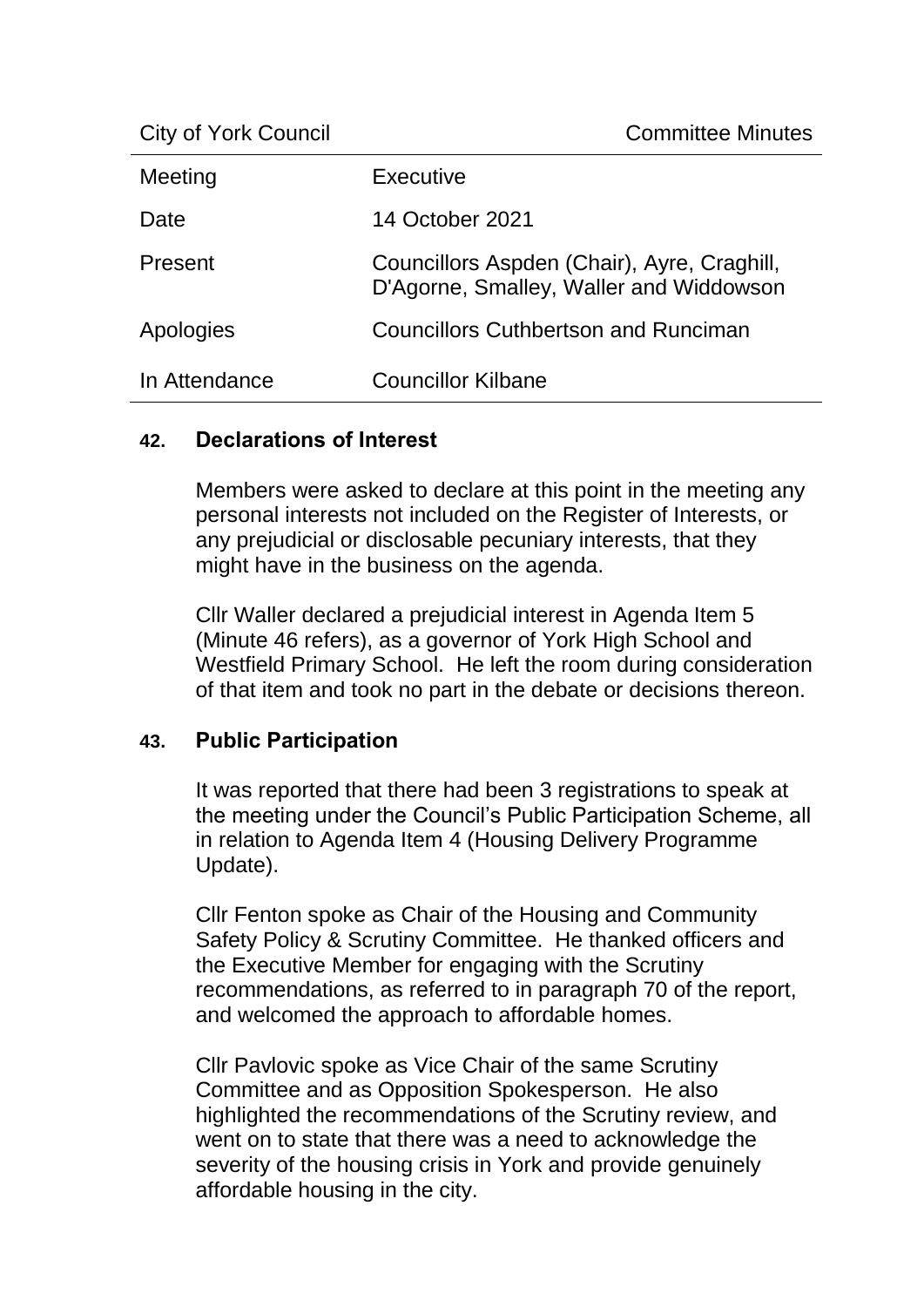City of York Council Committee Minutes

| Meeting | Executive |
| --- | --- |
| Date | 14 October 2021 |
| Present | Councillors Aspden (Chair), Ayre, Craghill, D'Agorne, Smalley, Waller and Widdowson |
| Apologies | Councillors Cuthbertson and Runciman |
| In Attendance | Councillor Kilbane |

## 42. Declarations of Interest

Members were asked to declare at this point in the meeting any personal interests not included on the Register of Interests, or any prejudicial or disclosable pecuniary interests, that they might have in the business on the agenda.

Cllr Waller declared a prejudicial interest in Agenda Item 5 (Minute 46 refers), as a governor of York High School and Westfield Primary School. He left the room during consideration of that item and took no part in the debate or decisions thereon.

## 43. Public Participation

It was reported that there had been 3 registrations to speak at the meeting under the Council's Public Participation Scheme, all in relation to Agenda Item 4 (Housing Delivery Programme Update).

Cllr Fenton spoke as Chair of the Housing and Community Safety Policy & Scrutiny Committee. He thanked officers and the Executive Member for engaging with the Scrutiny recommendations, as referred to in paragraph 70 of the report, and welcomed the approach to affordable homes.

Cllr Pavlovic spoke as Vice Chair of the same Scrutiny Committee and as Opposition Spokesperson. He also highlighted the recommendations of the Scrutiny review, and went on to state that there was a need to acknowledge the severity of the housing crisis in York and provide genuinely affordable housing in the city.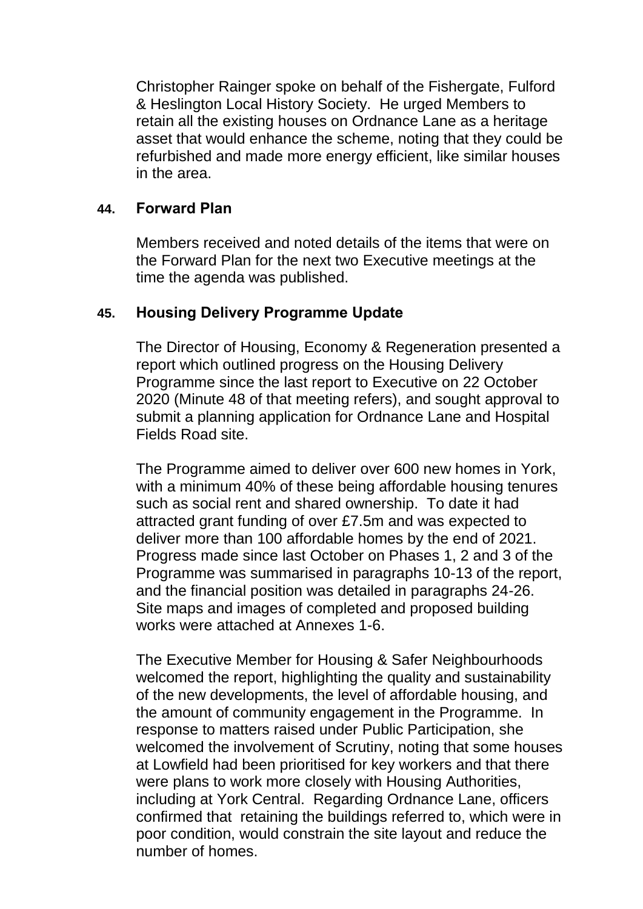Christopher Rainger spoke on behalf of the Fishergate, Fulford & Heslington Local History Society. He urged Members to retain all the existing houses on Ordnance Lane as a heritage asset that would enhance the scheme, noting that they could be refurbished and made more energy efficient, like similar houses in the area.

## 44. Forward Plan

Members received and noted details of the items that were on the Forward Plan for the next two Executive meetings at the time the agenda was published.

## 45. Housing Delivery Programme Update

The Director of Housing, Economy & Regeneration presented a report which outlined progress on the Housing Delivery Programme since the last report to Executive on 22 October 2020 (Minute 48 of that meeting refers), and sought approval to submit a planning application for Ordnance Lane and Hospital Fields Road site.

The Programme aimed to deliver over 600 new homes in York, with a minimum 40% of these being affordable housing tenures such as social rent and shared ownership. To date it had attracted grant funding of over £7.5m and was expected to deliver more than 100 affordable homes by the end of 2021. Progress made since last October on Phases 1, 2 and 3 of the Programme was summarised in paragraphs 10-13 of the report, and the financial position was detailed in paragraphs 24-26. Site maps and images of completed and proposed building works were attached at Annexes 1-6.

The Executive Member for Housing & Safer Neighbourhoods welcomed the report, highlighting the quality and sustainability of the new developments, the level of affordable housing, and the amount of community engagement in the Programme. In response to matters raised under Public Participation, she welcomed the involvement of Scrutiny, noting that some houses at Lowfield had been prioritised for key workers and that there were plans to work more closely with Housing Authorities, including at York Central. Regarding Ordnance Lane, officers confirmed that retaining the buildings referred to, which were in poor condition, would constrain the site layout and reduce the number of homes.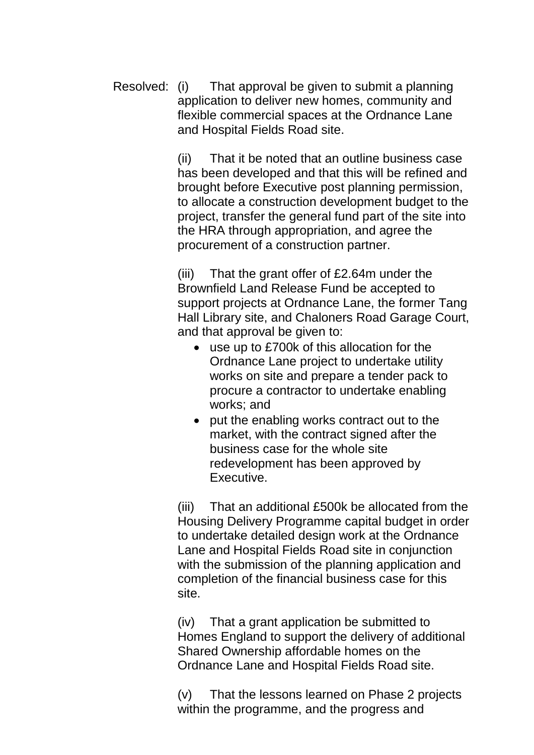Resolved: (i) That approval be given to submit a planning application to deliver new homes, community and flexible commercial spaces at the Ordnance Lane and Hospital Fields Road site.

(ii) That it be noted that an outline business case has been developed and that this will be refined and brought before Executive post planning permission, to allocate a construction development budget to the project, transfer the general fund part of the site into the HRA through appropriation, and agree the procurement of a construction partner.

(iii) That the grant offer of £2.64m under the Brownfield Land Release Fund be accepted to support projects at Ordnance Lane, the former Tang Hall Library site, and Chaloners Road Garage Court, and that approval be given to:

- use up to £700k of this allocation for the Ordnance Lane project to undertake utility works on site and prepare a tender pack to procure a contractor to undertake enabling works; and
- put the enabling works contract out to the market, with the contract signed after the business case for the whole site redevelopment has been approved by Executive.

(iii) That an additional £500k be allocated from the Housing Delivery Programme capital budget in order to undertake detailed design work at the Ordnance Lane and Hospital Fields Road site in conjunction with the submission of the planning application and completion of the financial business case for this site.

(iv) That a grant application be submitted to Homes England to support the delivery of additional Shared Ownership affordable homes on the Ordnance Lane and Hospital Fields Road site.

(v) That the lessons learned on Phase 2 projects within the programme, and the progress and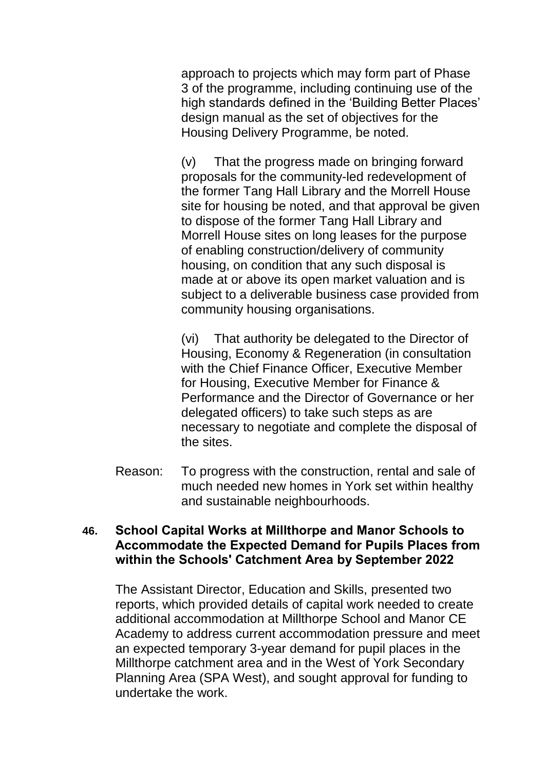approach to projects which may form part of Phase 3 of the programme, including continuing use of the high standards defined in the 'Building Better Places' design manual as the set of objectives for the Housing Delivery Programme, be noted.

(v) That the progress made on bringing forward proposals for the community-led redevelopment of the former Tang Hall Library and the Morrell House site for housing be noted, and that approval be given to dispose of the former Tang Hall Library and Morrell House sites on long leases for the purpose of enabling construction/delivery of community housing, on condition that any such disposal is made at or above its open market valuation and is subject to a deliverable business case provided from community housing organisations.

(vi) That authority be delegated to the Director of Housing, Economy & Regeneration (in consultation with the Chief Finance Officer, Executive Member for Housing, Executive Member for Finance & Performance and the Director of Governance or her delegated officers) to take such steps as are necessary to negotiate and complete the disposal of the sites.

Reason: To progress with the construction, rental and sale of much needed new homes in York set within healthy and sustainable neighbourhoods.

**46. School Capital Works at Millthorpe and Manor Schools to Accommodate the Expected Demand for Pupils Places from within the Schools' Catchment Area by September 2022**

The Assistant Director, Education and Skills, presented two reports, which provided details of capital work needed to create additional accommodation at Millthorpe School and Manor CE Academy to address current accommodation pressure and meet an expected temporary 3-year demand for pupil places in the Millthorpe catchment area and in the West of York Secondary Planning Area (SPA West), and sought approval for funding to undertake the work.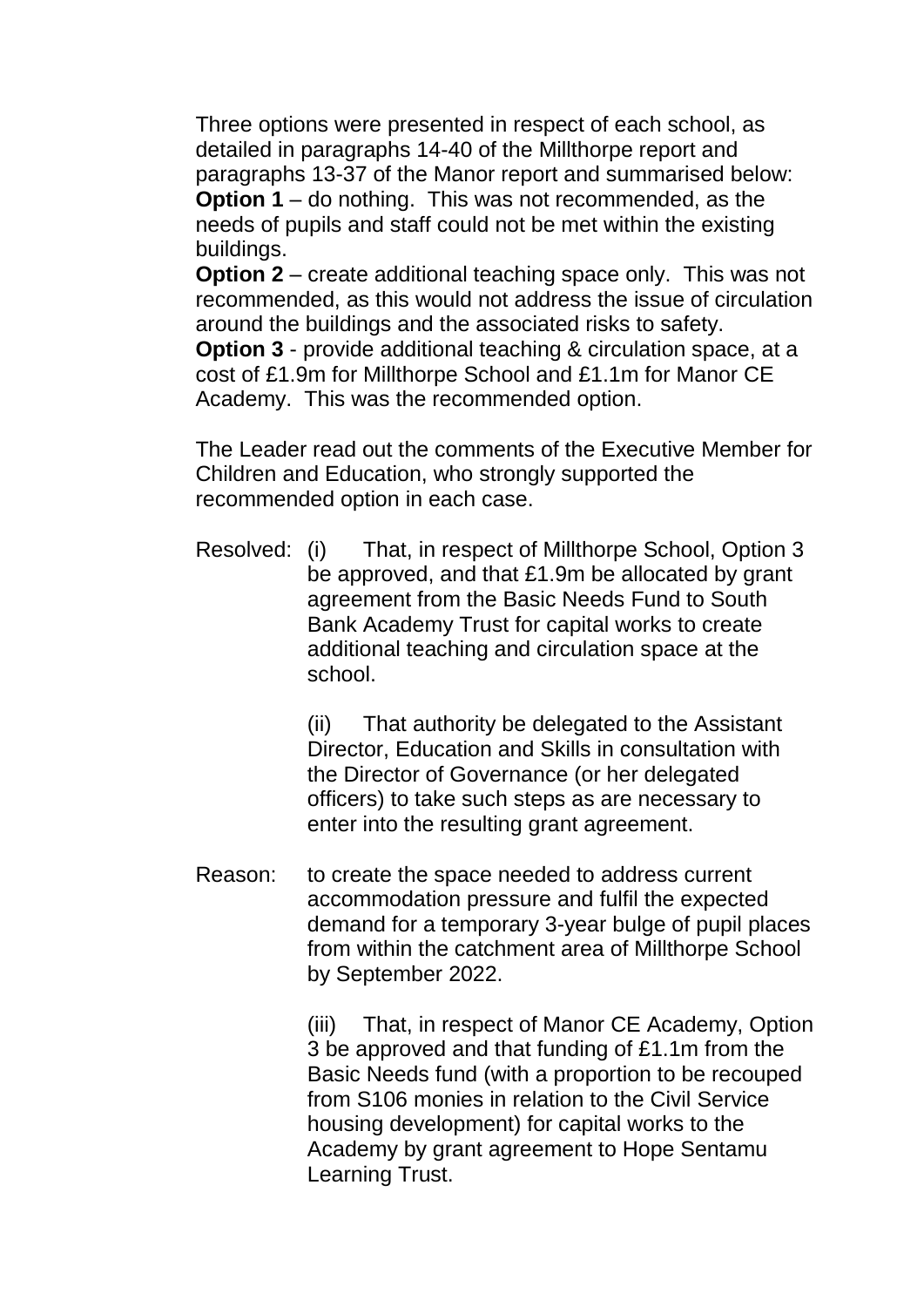Three options were presented in respect of each school, as detailed in paragraphs 14-40 of the Millthorpe report and paragraphs 13-37 of the Manor report and summarised below:
**Option 1** – do nothing. This was not recommended, as the needs of pupils and staff could not be met within the existing buildings.
**Option 2** – create additional teaching space only. This was not recommended, as this would not address the issue of circulation around the buildings and the associated risks to safety.
**Option 3** - provide additional teaching & circulation space, at a cost of £1.9m for Millthorpe School and £1.1m for Manor CE Academy. This was the recommended option.

The Leader read out the comments of the Executive Member for Children and Education, who strongly supported the recommended option in each case.

Resolved: (i) That, in respect of Millthorpe School, Option 3 be approved, and that £1.9m be allocated by grant agreement from the Basic Needs Fund to South Bank Academy Trust for capital works to create additional teaching and circulation space at the school.

(ii) That authority be delegated to the Assistant Director, Education and Skills in consultation with the Director of Governance (or her delegated officers) to take such steps as are necessary to enter into the resulting grant agreement.

Reason: to create the space needed to address current accommodation pressure and fulfil the expected demand for a temporary 3-year bulge of pupil places from within the catchment area of Millthorpe School by September 2022.

(iii) That, in respect of Manor CE Academy, Option 3 be approved and that funding of £1.1m from the Basic Needs fund (with a proportion to be recouped from S106 monies in relation to the Civil Service housing development) for capital works to the Academy by grant agreement to Hope Sentamu Learning Trust.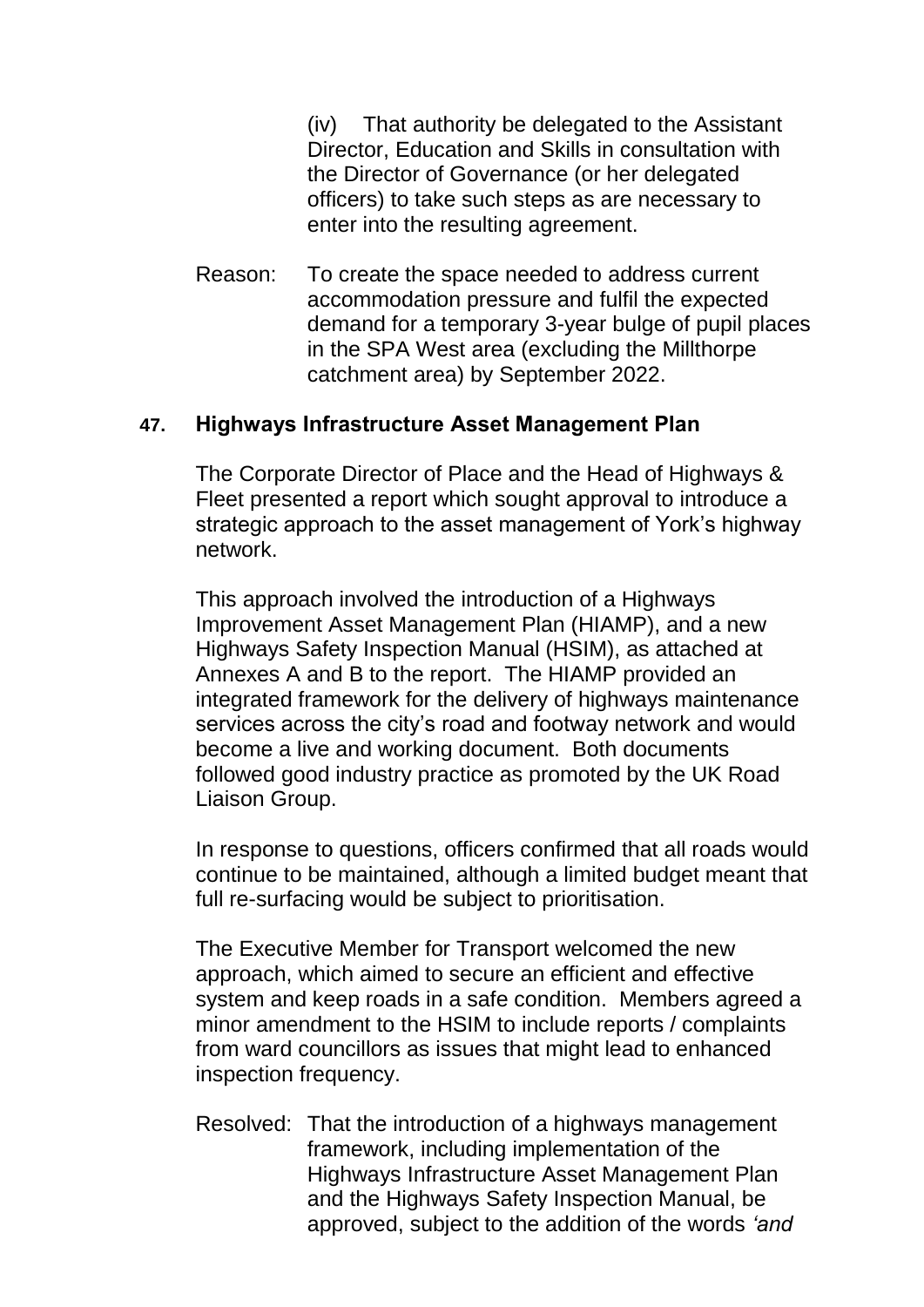(iv) That authority be delegated to the Assistant Director, Education and Skills in consultation with the Director of Governance (or her delegated officers) to take such steps as are necessary to enter into the resulting agreement.

Reason: To create the space needed to address current accommodation pressure and fulfil the expected demand for a temporary 3-year bulge of pupil places in the SPA West area (excluding the Millthorpe catchment area) by September 2022.

### 47. Highways Infrastructure Asset Management Plan

The Corporate Director of Place and the Head of Highways & Fleet presented a report which sought approval to introduce a strategic approach to the asset management of York's highway network.

This approach involved the introduction of a Highways Improvement Asset Management Plan (HIAMP), and a new Highways Safety Inspection Manual (HSIM), as attached at Annexes A and B to the report. The HIAMP provided an integrated framework for the delivery of highways maintenance services across the city's road and footway network and would become a live and working document. Both documents followed good industry practice as promoted by the UK Road Liaison Group.

In response to questions, officers confirmed that all roads would continue to be maintained, although a limited budget meant that full re-surfacing would be subject to prioritisation.

The Executive Member for Transport welcomed the new approach, which aimed to secure an efficient and effective system and keep roads in a safe condition. Members agreed a minor amendment to the HSIM to include reports / complaints from ward councillors as issues that might lead to enhanced inspection frequency.

Resolved: That the introduction of a highways management framework, including implementation of the Highways Infrastructure Asset Management Plan and the Highways Safety Inspection Manual, be approved, subject to the addition of the words *'and*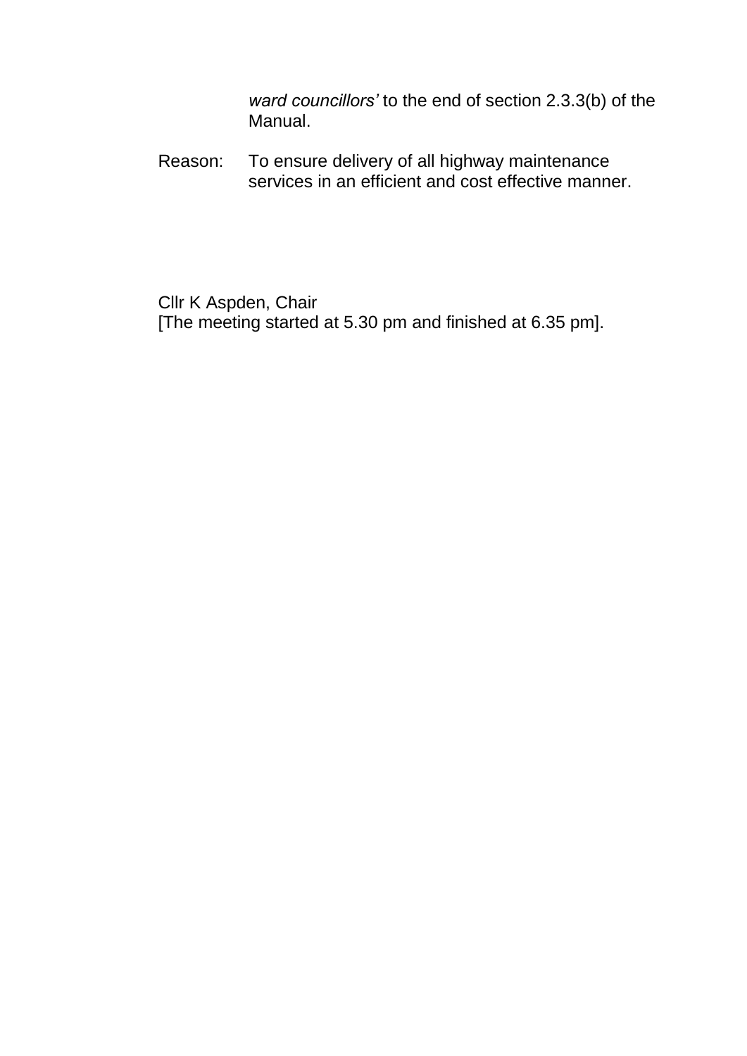*ward councillors'* to the end of section 2.3.3(b) of the Manual.

Reason: To ensure delivery of all highway maintenance services in an efficient and cost effective manner.

Cllr K Aspden, Chair
[The meeting started at 5.30 pm and finished at 6.35 pm].